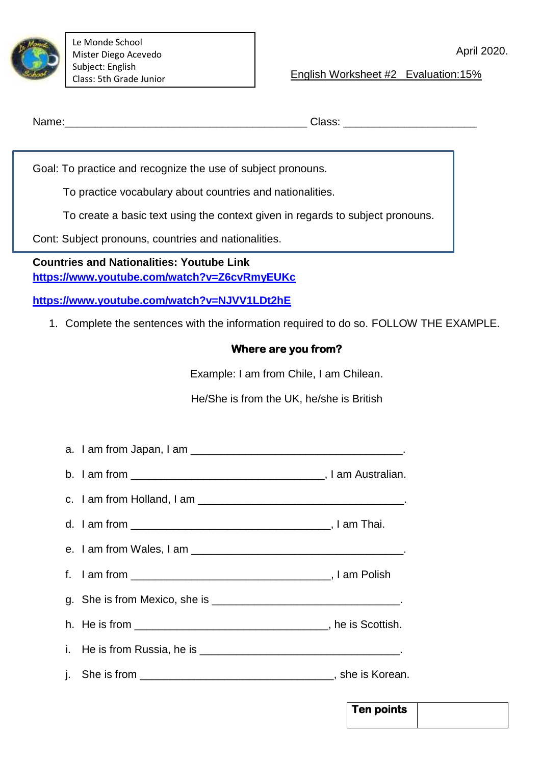| Le Monde School<br>Mister Diego Acevedo<br>Subject: English<br>Class: 5th Grade Junior |
|---|

April 2020.

English Worksheet #2 Evaluation:15%

Name:_________________________________________ Class: _____________________

Goal: To practice and recognize the use of subject pronouns.

To practice vocabulary about countries and nationalities.

To create a basic text using the context given in regards to subject pronouns.

Cont: Subject pronouns, countries and nationalities.

**Countries and Nationalities: Youtube Link**
**https://www.youtube.com/watch?v=Z6cvRmyEUKc**

**https://www.youtube.com/watch?v=NJVV1LDt2hE**

1. Complete the sentences with the information required to do so. FOLLOW THE EXAMPLE.

**Where are you from?**

Example: I am from Chile, I am Chilean.

He/She is from the UK, he/she is British

a. I am from Japan, I am ___________________________________.
b. I am from ________________________________, I am Australian.
c. I am from Holland, I am __________________________________.
d. I am from _________________________________, I am Thai.
e. I am from Wales, I am ___________________________________.
f. I am from _________________________________, I am Polish
g. She is from Mexico, she is _______________________________.
h. He is from ________________________________, he is Scottish.
i. He is from Russia, he is _________________________________.
j. She is from ________________________________, she is Korean.

| **Ten points** | |
|---|---|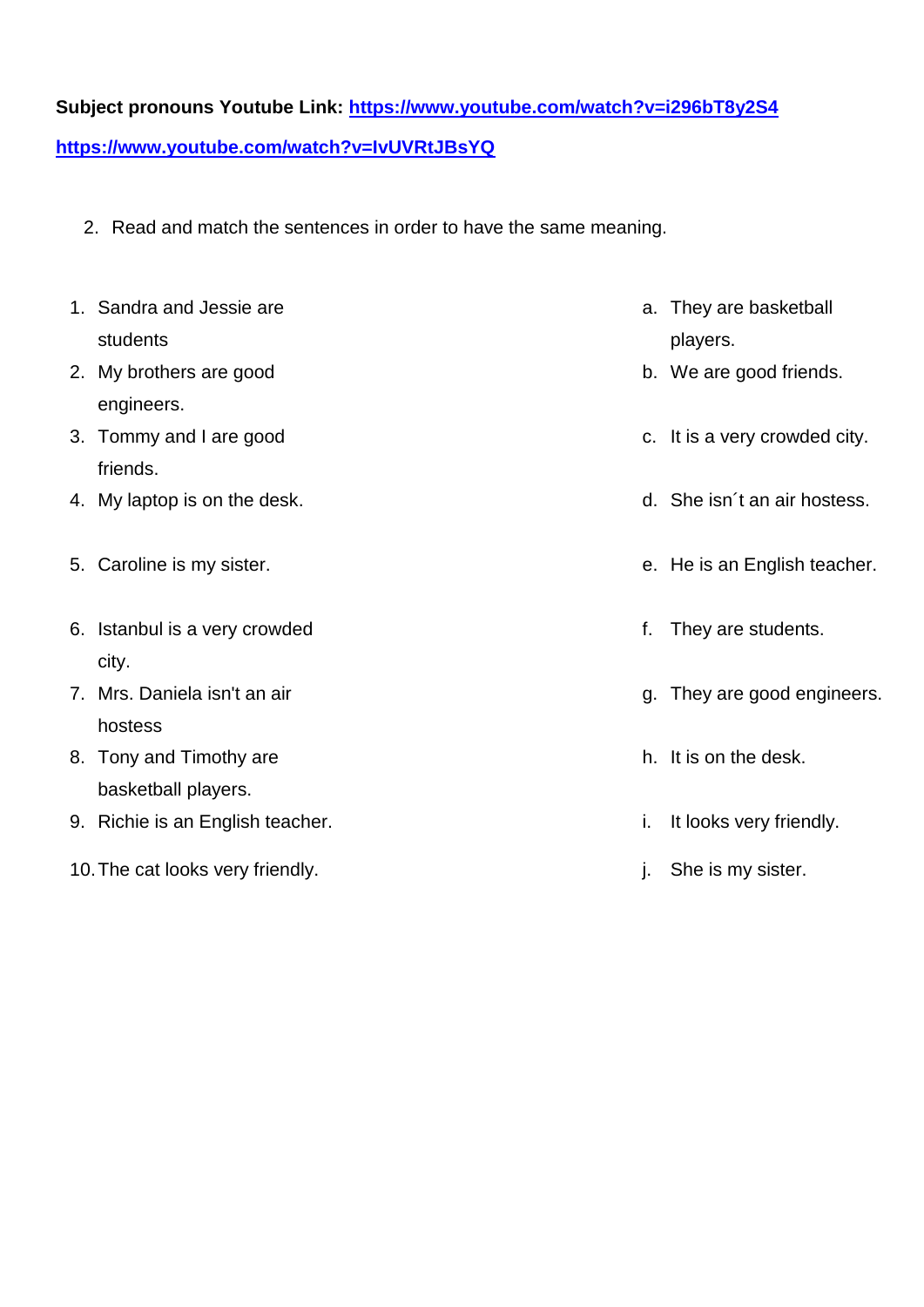**Subject pronouns Youtube Link: https://www.youtube.com/watch?v=i296bT8y2S4**

**https://www.youtube.com/watch?v=IvUVRtJBsYQ**

2. Read and match the sentences in order to have the same meaning.

1. Sandra and Jessie are students
2. My brothers are good engineers.
3. Tommy and I are good friends.
4. My laptop is on the desk.
5. Caroline is my sister.
6. Istanbul is a very crowded city.
7. Mrs. Daniela isn't an air hostess
8. Tony and Timothy are basketball players.
9. Richie is an English teacher.
10. The cat looks very friendly.

a. They are basketball players.
b. We are good friends.
c. It is a very crowded city.
d. She isn´t an air hostess.
e. He is an English teacher.
f. They are students.
g. They are good engineers.
h. It is on the desk.
i. It looks very friendly.
j. She is my sister.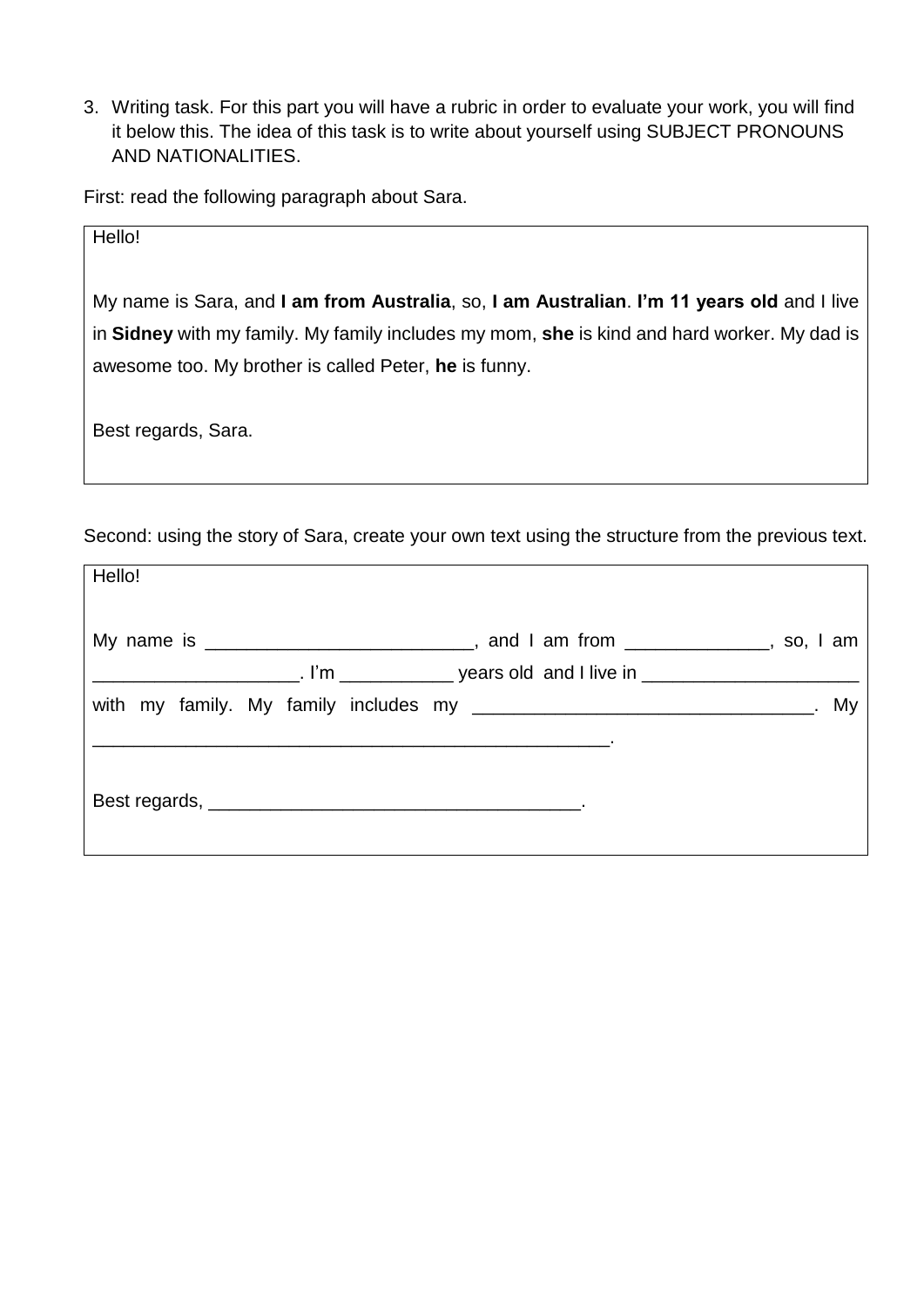3. Writing task. For this part you will have a rubric in order to evaluate your work, you will find it below this. The idea of this task is to write about yourself using SUBJECT PRONOUNS AND NATIONALITIES.

First: read the following paragraph about Sara.

> Hello!
>
> My name is Sara, and **I am from Australia**, so, **I am Australian**. **I'm 11 years old** and I live in **Sidney** with my family. My family includes my mom, **she** is kind and hard worker. My dad is awesome too. My brother is called Peter, **he** is funny.
>
> Best regards, Sara.

Second: using the story of Sara, create your own text using the structure from the previous text.

> Hello!
>
> My name is __________________________, and I am from ______________, so, I am ____________________. I'm ___________ years old and I live in _____________________ with my family. My family includes my _________________________________. My ___________________________________________________.
>
> Best regards, ____________________________________.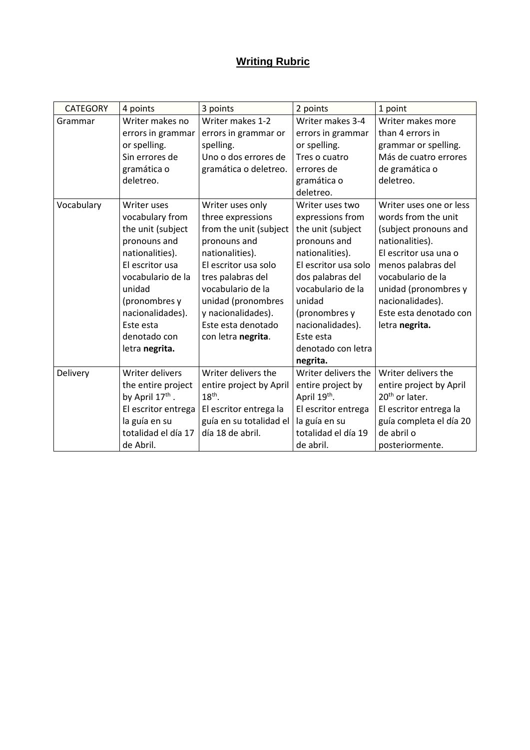# Writing Rubric

| CATEGORY | 4 points | 3 points | 2 points | 1 point |
|---|---|---|---|---|
| Grammar | Writer makes no errors in grammar or spelling. Sin errores de gramática o deletreo. | Writer makes 1-2 errors in grammar or spelling. Uno o dos errores de gramática o deletreo. | Writer makes 3-4 errors in grammar or spelling. Tres o cuatro errores de gramática o deletreo. | Writer makes more than 4 errors in grammar or spelling. Más de cuatro errores de gramática o deletreo. |
| Vocabulary | Writer uses vocabulary from the unit (subject pronouns and nationalities). El escritor usa vocabulario de la unidad (pronombres y nacionalidades). Este esta denotado con letra **negrita.** | Writer uses only three expressions from the unit (subject pronouns and nationalities). El escritor usa solo tres palabras del vocabulario de la unidad (pronombres y nacionalidades). Este esta denotado con letra **negrita**. | Writer uses two expressions from the unit (subject pronouns and nationalities). El escritor usa solo dos palabras del vocabulario de la unidad (pronombres y nacionalidades). Este esta denotado con letra **negrita.** | Writer uses one or less words from the unit (subject pronouns and nationalities). El escritor usa una o menos palabras del vocabulario de la unidad (pronombres y nacionalidades). Este esta denotado con letra **negrita.** |
| Delivery | Writer delivers the entire project by April 17th . El escritor entrega la guía en su totalidad el día 17 de Abril. | Writer delivers the entire project by April 18th. El escritor entrega la guía en su totalidad el día 18 de abril. | Writer delivers the entire project by April 19th. El escritor entrega la guía en su totalidad el día 19 de abril. | Writer delivers the entire project by April 20th or later. El escritor entrega la guía completa el día 20 de abril o posteriormente. |